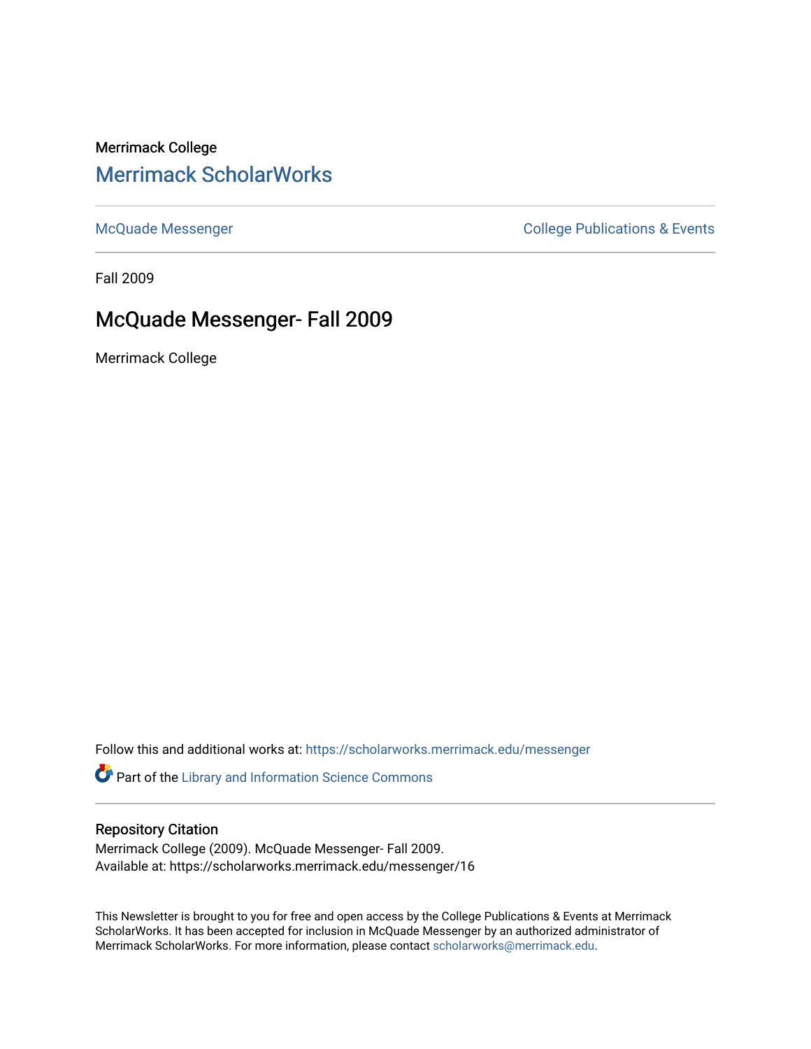Merrimack College

# Merrimack ScholarWorks

McQuade Messenger

College Publications & Events

Fall 2009

## McQuade Messenger- Fall 2009

Merrimack College

Follow this and additional works at: https://scholarworks.merrimack.edu/messenger

Part of the Library and Information Science Commons

### Repository Citation

Merrimack College (2009). McQuade Messenger- Fall 2009.
Available at: https://scholarworks.merrimack.edu/messenger/16

This Newsletter is brought to you for free and open access by the College Publications & Events at Merrimack ScholarWorks. It has been accepted for inclusion in McQuade Messenger by an authorized administrator of Merrimack ScholarWorks. For more information, please contact scholarworks@merrimack.edu.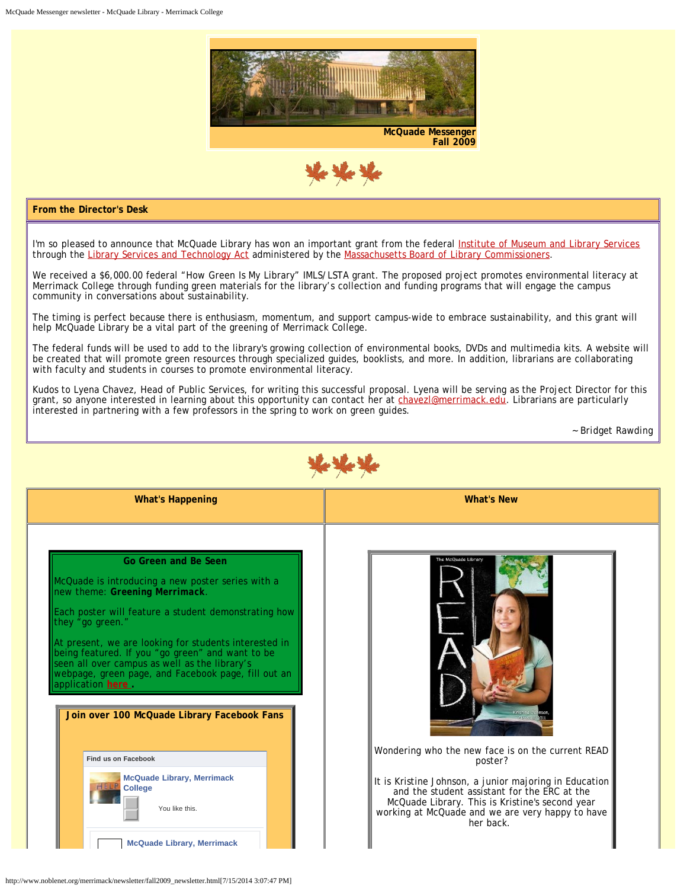McQuade Messenger
Fall 2009

## From the Director's Desk

I'm so pleased to announce that McQuade Library has won an important grant from the federal Institute of Museum and Library Services through the Library Services and Technology Act administered by the Massachusetts Board of Library Commissioners.

We received a $6,000.00 federal "How Green Is My Library" IMLS/LSTA grant. The proposed project promotes environmental literacy at Merrimack College through funding green materials for the library's collection and funding programs that will engage the campus community in conversations about sustainability.

The timing is perfect because there is enthusiasm, momentum, and support campus-wide to embrace sustainability, and this grant will help McQuade Library be a vital part of the greening of Merrimack College.

The federal funds will be used to add to the library's growing collection of environmental books, DVDs and multimedia kits. A website will be created that will promote green resources through specialized guides, booklists, and more. In addition, librarians are collaborating with faculty and students in courses to promote environmental literacy.

Kudos to Lyena Chavez, Head of Public Services, for writing this successful proposal. Lyena will be serving as the Project Director for this grant, so anyone interested in learning about this opportunity can contact her at chavezl@merrimack.edu. Librarians are particularly interested in partnering with a few professors in the spring to work on green guides.

~Bridget Rawding

## What's Happening

### Go Green and Be Seen

McQuade is introducing a new poster series with a new theme: **Greening Merrimack**.

Each poster will feature a student demonstrating how they "go green."

At present, we are looking for students interested in being featured. If you "go green" and want to be seen all over campus as well as the library's webpage, green page, and Facebook page, fill out an application **here**.

### Join over 100 McQuade Library Facebook Fans

Find us on Facebook

McQuade Library, Merrimack College

You like this.

McQuade Library, Merrimack

## What's New

Wondering who the new face is on the current READ poster?

It is Kristine Johnson, a junior majoring in Education and the student assistant for the ERC at the McQuade Library. This is Kristine's second year working at McQuade and we are very happy to have her back.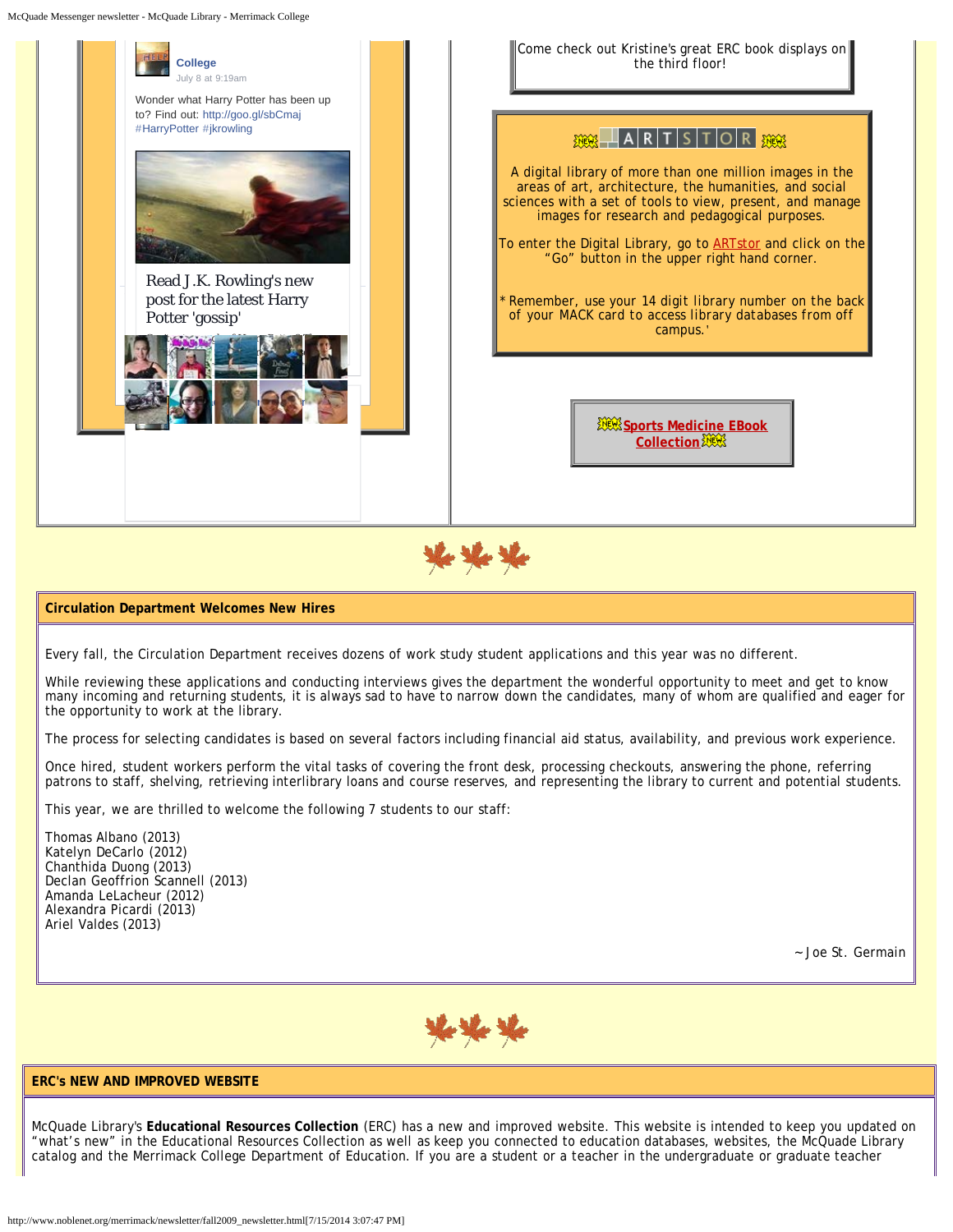College
July 8 at 9:19am

Wonder what Harry Potter has been up to? Find out: http://goo.gl/sbCmaj #HarryPotter #jkrowling

Read J.K. Rowling's new post for the latest Harry Potter 'gossip'

Come check out Kristine's great ERC book displays on the third floor!

NEW ARTSTOR NEW

A digital library of more than one million images in the areas of art, architecture, the humanities, and social sciences with a set of tools to view, present, and manage images for research and pedagogical purposes.

To enter the Digital Library, go to ARTstor and click on the "Go" button in the upper right hand corner.

* Remember, use your 14 digit library number on the back of your MACK card to access library databases from off campus.'

NEW Sports Medicine EBook Collection NEW

## Circulation Department Welcomes New Hires

Every fall, the Circulation Department receives dozens of work study student applications and this year was no different.

While reviewing these applications and conducting interviews gives the department the wonderful opportunity to meet and get to know many incoming and returning students, it is always sad to have to narrow down the candidates, many of whom are qualified and eager for the opportunity to work at the library.

The process for selecting candidates is based on several factors including financial aid status, availability, and previous work experience.

Once hired, student workers perform the vital tasks of covering the front desk, processing checkouts, answering the phone, referring patrons to staff, shelving, retrieving interlibrary loans and course reserves, and representing the library to current and potential students.

This year, we are thrilled to welcome the following 7 students to our staff:

Thomas Albano (2013)
Katelyn DeCarlo (2012)
Chanthida Duong (2013)
Declan Geoffrion Scannell (2013)
Amanda LeLacheur (2012)
Alexandra Picardi (2013)
Ariel Valdes (2013)

~ Joe St. Germain

## ERC's NEW AND IMPROVED WEBSITE

McQuade Library's **Educational Resources Collection** (ERC) has a new and improved website. This website is intended to keep you updated on "what's new" in the Educational Resources Collection as well as keep you connected to education databases, websites, the McQuade Library catalog and the Merrimack College Department of Education. If you are a student or a teacher in the undergraduate or graduate teacher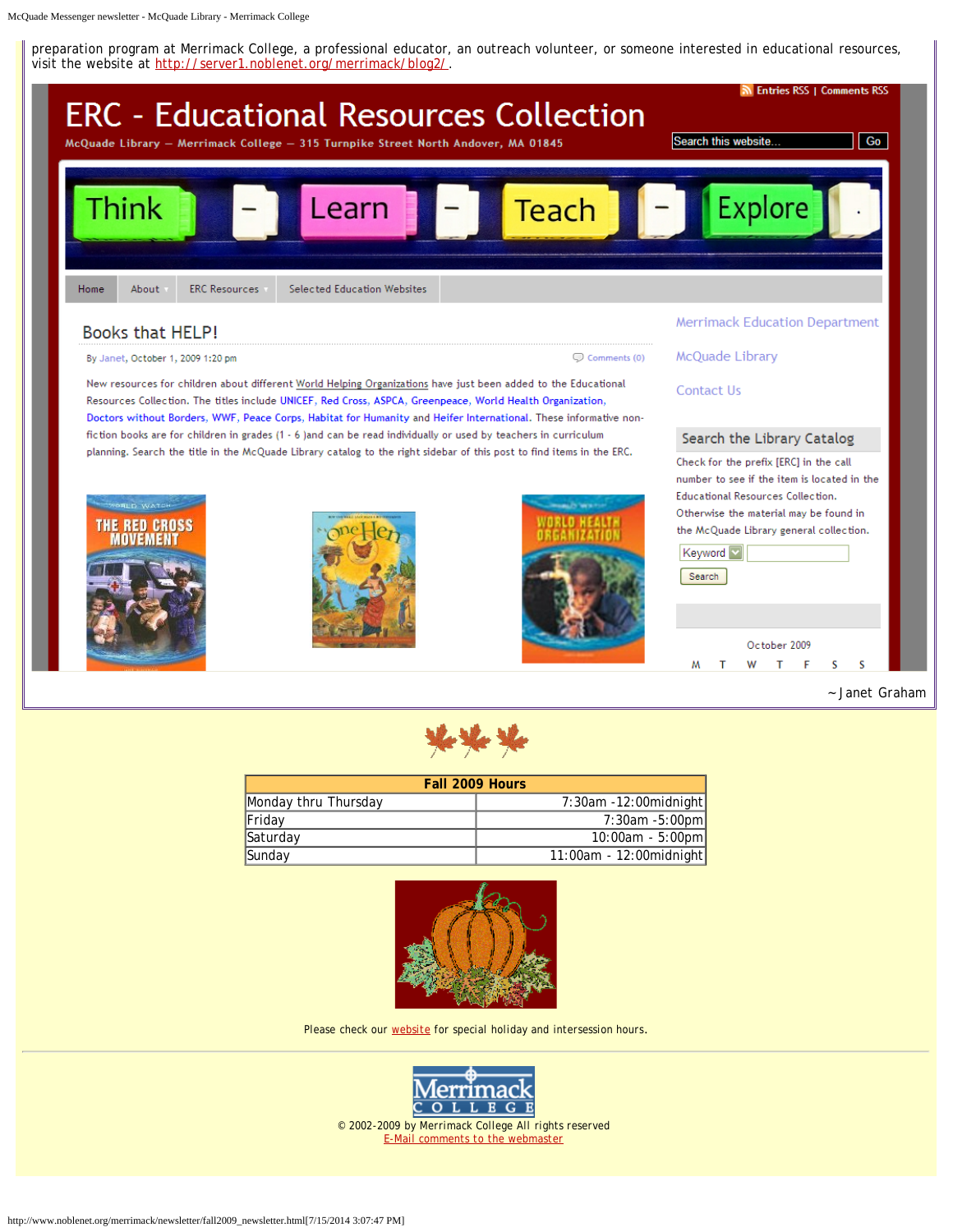preparation program at Merrimack College, a professional educator, an outreach volunteer, or someone interested in educational resources, visit the website at http://server1.noblenet.org/merrimack/blog2/.

~Janet Graham

| Fall 2009 Hours | |
|---|---|
| Monday thru Thursday | 7:30am -12:00midnight |
| Friday | 7:30am -5:00pm |
| Saturday | 10:00am - 5:00pm |
| Sunday | 11:00am - 12:00midnight |

Please check our website for special holiday and intersession hours.

© 2002-2009 by Merrimack College All rights reserved
E-Mail comments to the webmaster